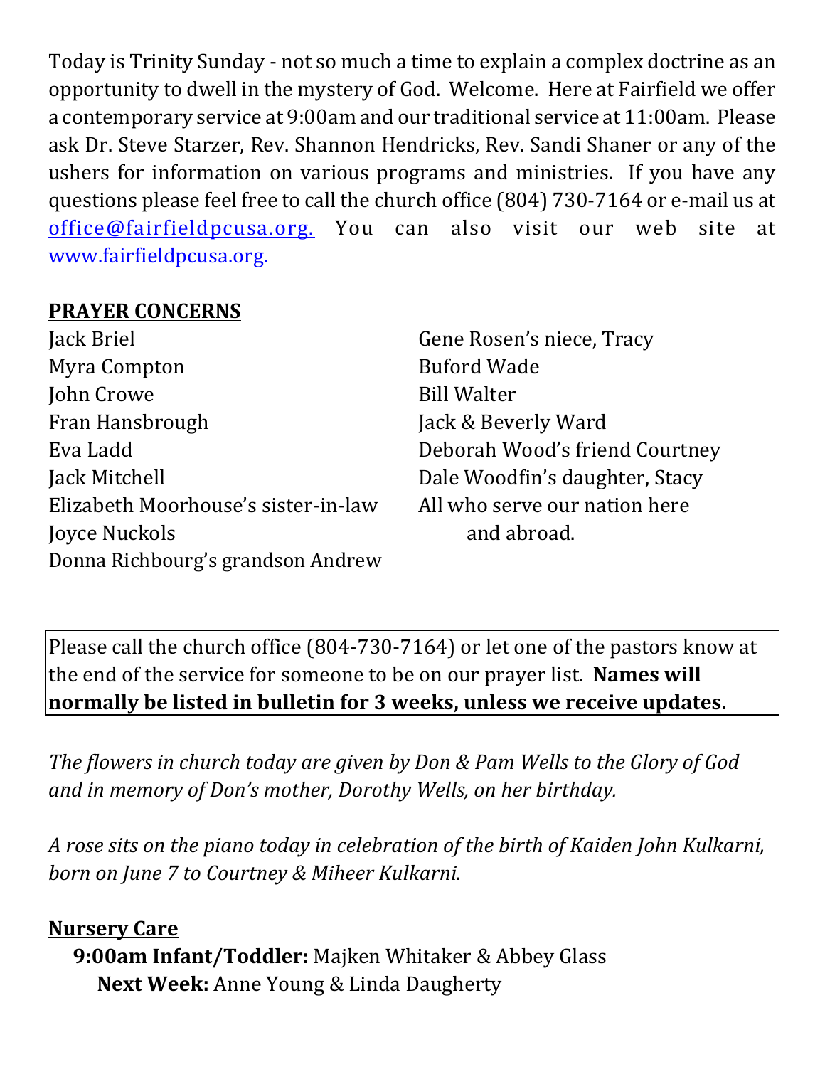Today is Trinity Sunday - not so much a time to explain a complex doctrine as an opportunity to dwell in the mystery of God. Welcome. Here at Fairfield we offer a contemporary service at 9:00am and our traditional service at 11:00am. Please ask Dr. Steve Starzer, Rev. Shannon Hendricks, Rev. Sandi Shaner or any of the ushers for information on various programs and ministries. If you have any questions please feel free to call the church office (804) 730-7164 or e-mail us at office@fairfieldpcusa.org. You can also visit our web site at www.fairfieldpcusa.org.

**PRAYER CONCERNS**

Jack Briel
Myra Compton
John Crowe
Fran Hansbrough
Eva Ladd
Jack Mitchell
Elizabeth Moorhouse's sister-in-law
Joyce Nuckols
Donna Richbourg's grandson Andrew
Gene Rosen's niece, Tracy
Buford Wade
Bill Walter
Jack & Beverly Ward
Deborah Wood's friend Courtney
Dale Woodfin's daughter, Stacy
All who serve our nation here and abroad.

Please call the church office (804-730-7164) or let one of the pastors know at the end of the service for someone to be on our prayer list. **Names will normally be listed in bulletin for 3 weeks, unless we receive updates.**

*The flowers in church today are given by Don & Pam Wells to the Glory of God and in memory of Don's mother, Dorothy Wells, on her birthday.*

*A rose sits on the piano today in celebration of the birth of Kaiden John Kulkarni, born on June 7 to Courtney & Miheer Kulkarni.*

**Nursery Care**

**9:00am Infant/Toddler:** Majken Whitaker & Abbey Glass
**Next Week:** Anne Young & Linda Daugherty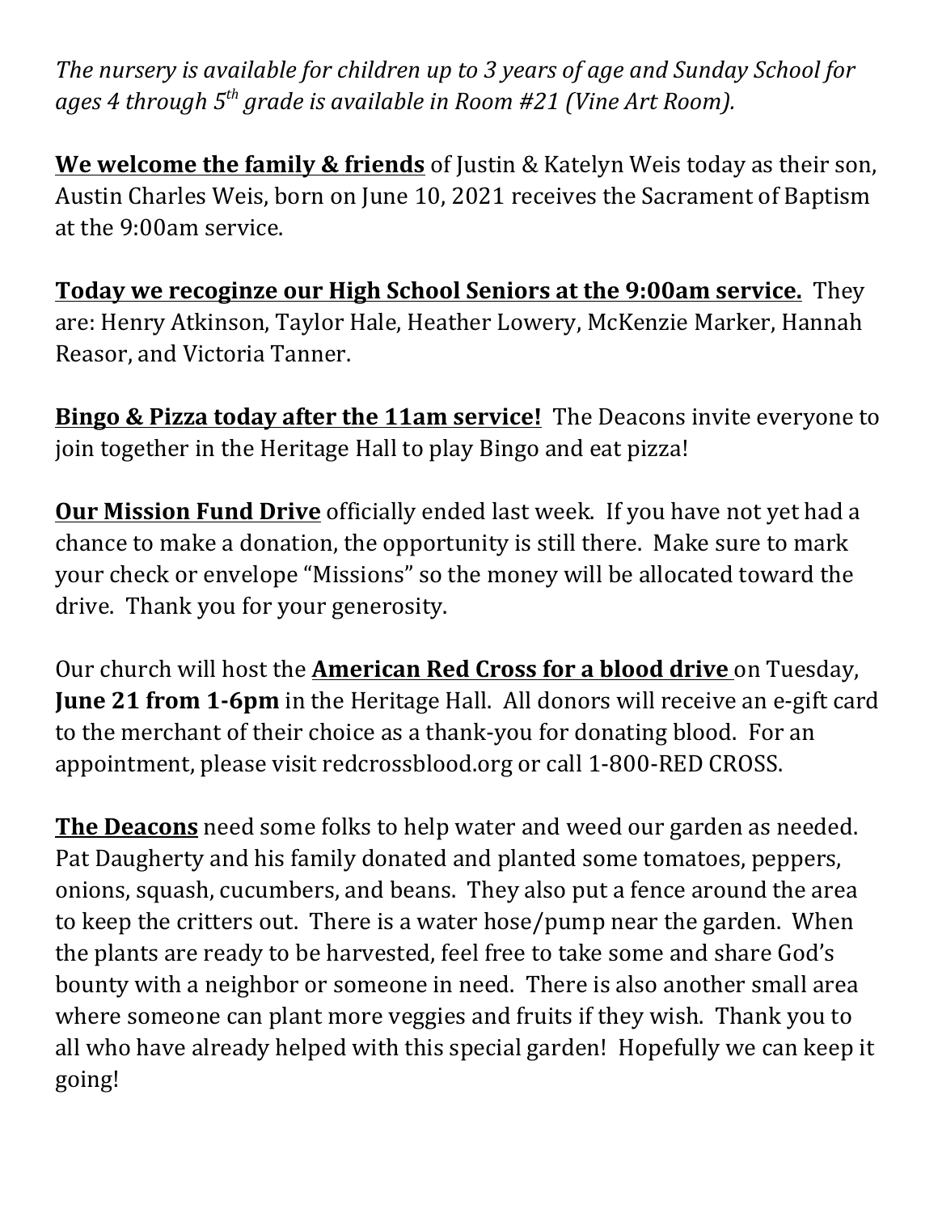*The nursery is available for children up to 3 years of age and Sunday School for ages 4 through 5th grade is available in Room #21 (Vine Art Room).*

**We welcome the family & friends** of Justin & Katelyn Weis today as their son, Austin Charles Weis, born on June 10, 2021 receives the Sacrament of Baptism at the 9:00am service.

**Today we recoginze our High School Seniors at the 9:00am service.** They are: Henry Atkinson, Taylor Hale, Heather Lowery, McKenzie Marker, Hannah Reasor, and Victoria Tanner.

**Bingo & Pizza today after the 11am service!** The Deacons invite everyone to join together in the Heritage Hall to play Bingo and eat pizza!

**Our Mission Fund Drive** officially ended last week. If you have not yet had a chance to make a donation, the opportunity is still there. Make sure to mark your check or envelope "Missions" so the money will be allocated toward the drive. Thank you for your generosity.

Our church will host the **American Red Cross for a blood drive** on Tuesday, **June 21 from 1-6pm** in the Heritage Hall. All donors will receive an e-gift card to the merchant of their choice as a thank-you for donating blood. For an appointment, please visit redcrossblood.org or call 1-800-RED CROSS.

**The Deacons** need some folks to help water and weed our garden as needed. Pat Daugherty and his family donated and planted some tomatoes, peppers, onions, squash, cucumbers, and beans. They also put a fence around the area to keep the critters out. There is a water hose/pump near the garden. When the plants are ready to be harvested, feel free to take some and share God's bounty with a neighbor or someone in need. There is also another small area where someone can plant more veggies and fruits if they wish. Thank you to all who have already helped with this special garden! Hopefully we can keep it going!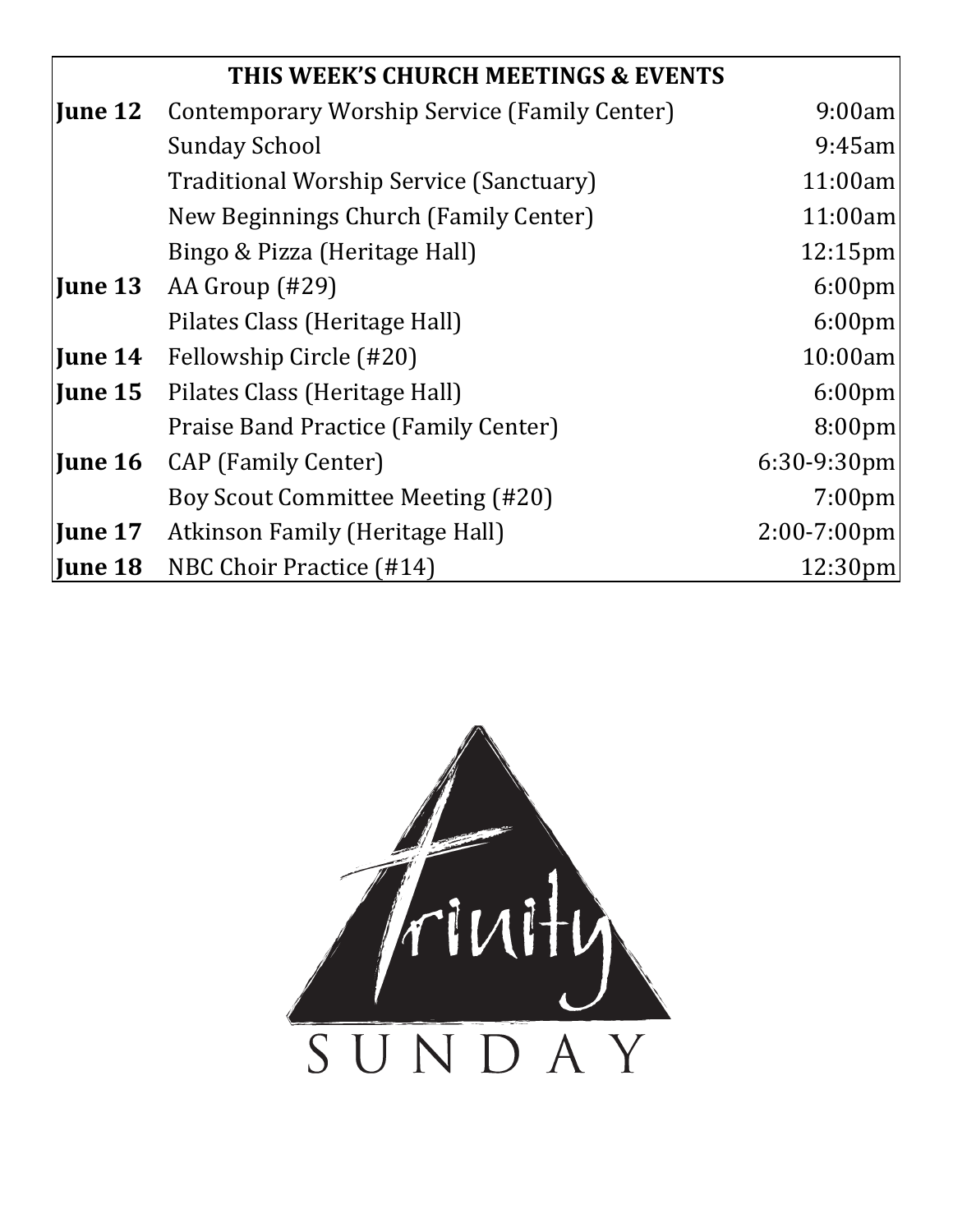| THIS WEEK'S CHURCH MEETINGS & EVENTS | | |
|---|---|---|
| **June 12** | Contemporary Worship Service (Family Center) | 9:00am |
| | Sunday School | 9:45am |
| | Traditional Worship Service (Sanctuary) | 11:00am |
| | New Beginnings Church (Family Center) | 11:00am |
| | Bingo & Pizza (Heritage Hall) | 12:15pm |
| **June 13** | AA Group (#29) | 6:00pm |
| | Pilates Class (Heritage Hall) | 6:00pm |
| **June 14** | Fellowship Circle (#20) | 10:00am |
| **June 15** | Pilates Class (Heritage Hall) | 6:00pm |
| | Praise Band Practice (Family Center) | 8:00pm |
| **June 16** | CAP (Family Center) | 6:30-9:30pm |
| | Boy Scout Committee Meeting (#20) | 7:00pm |
| **June 17** | Atkinson Family (Heritage Hall) | 2:00-7:00pm |
| **June 18** | NBC Choir Practice (#14) | 12:30pm |

Trinity
SUNDAY